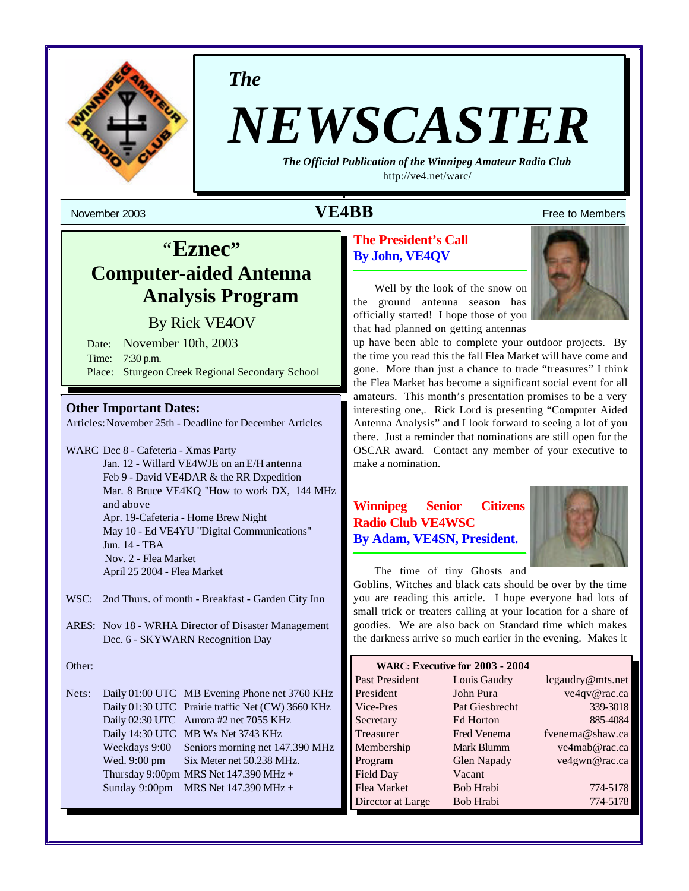*The*

# NEWSCASTER

***The Official Publication of the Winnipeg Amateur Radio Club***

http://ve4.net/warc/

November 2003 **VE4BB** Free to Members

## "Eznec" Computer-aided Antenna Analysis Program

### By Rick VE4OV

Date: November 10th, 2003
Time: 7:30 p.m.
Place: Sturgeon Creek Regional Secondary School

### Other Important Dates:

Articles: November 25th - Deadline for December Articles

WARC Dec 8 - Cafeteria - Xmas Party
Jan. 12 - Willard VE4WJE on an E/H antenna
Feb 9 - David VE4DAR & the RR Dxpedition
Mar. 8 Bruce VE4KQ "How to work DX, 144 MHz and above
Apr. 19-Cafeteria - Home Brew Night
May 10 - Ed VE4YU "Digital Communications"
Jun. 14 - TBA
Nov. 2 - Flea Market
April 25 2004 - Flea Market

WSC: 2nd Thurs. of month - Breakfast - Garden City Inn

ARES: Nov 18 - WRHA Director of Disaster Management
Dec. 6 - SKYWARN Recognition Day

Other:

Nets:

| | |
|---|---|
| Daily 01:00 UTC | MB Evening Phone net 3760 KHz |
| Daily 01:30 UTC | Prairie traffic Net (CW) 3660 KHz |
| Daily 02:30 UTC | Aurora #2 net 7055 KHz |
| Daily 14:30 UTC | MB Wx Net 3743 KHz |
| Weekdays 9:00 | Seniors morning net 147.390 MHz |
| Wed. 9:00 pm | Six Meter net 50.238 MHz. |
| Thursday 9:00pm | MRS Net 147.390 MHz + |
| Sunday 9:00pm | MRS Net 147.390 MHz + |

## The President's Call
### By John, VE4QV

Well by the look of the snow on the ground antenna season has officially started! I hope those of you that had planned on getting antennas up have been able to complete your outdoor projects. By the time you read this the fall Flea Market will have come and gone. More than just a chance to trade "treasures" I think the Flea Market has become a significant social event for all amateurs. This month's presentation promises to be a very interesting one,. Rick Lord is presenting "Computer Aided Antenna Analysis" and I look forward to seeing a lot of you there. Just a reminder that nominations are still open for the OSCAR award. Contact any member of your executive to make a nomination.

## Winnipeg Senior Citizens Radio Club VE4WSC
### By Adam, VE4SN, President.

The time of tiny Ghosts and Goblins, Witches and black cats should be over by the time you are reading this article. I hope everyone had lots of small trick or treaters calling at your location for a share of goodies. We are also back on Standard time which makes the darkness arrive so much earlier in the evening. Makes it

**WARC: Executive for 2003 - 2004**

| Position | Name | Contact |
|---|---|---|
| Past President | Louis Gaudry | lcgaudry@mts.net |
| President | John Pura | ve4qv@rac.ca |
| Vice-Pres | Pat Giesbrecht | 339-3018 |
| Secretary | Ed Horton | 885-4084 |
| Treasurer | Fred Venema | fvenema@shaw.ca |
| Membership | Mark Blumm | ve4mab@rac.ca |
| Program | Glen Napady | ve4gwn@rac.ca |
| Field Day | Vacant | |
| Flea Market | Bob Hrabi | 774-5178 |
| Director at Large | Bob Hrabi | 774-5178 |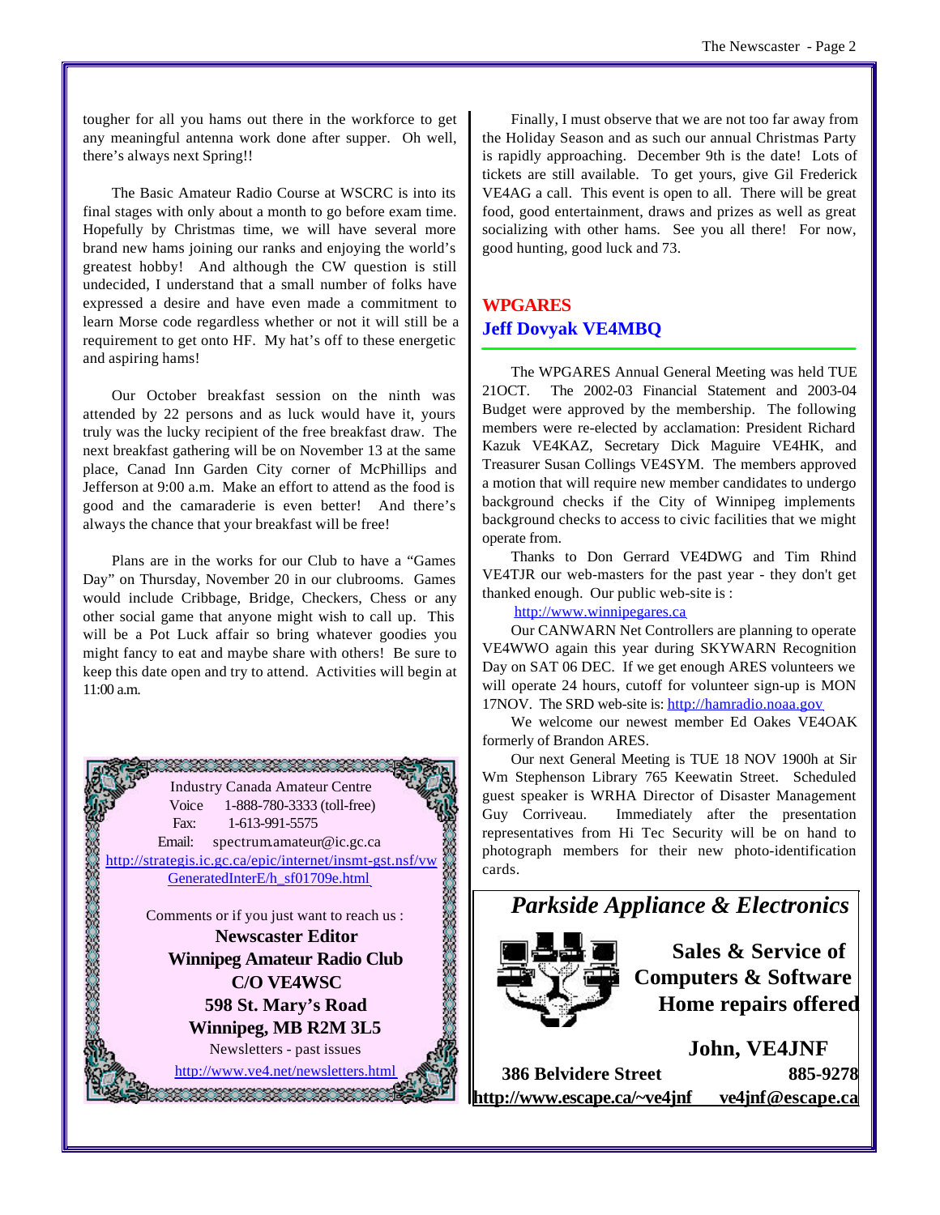tougher for all you hams out there in the workforce to get any meaningful antenna work done after supper. Oh well, there's always next Spring!!

The Basic Amateur Radio Course at WSCRC is into its final stages with only about a month to go before exam time. Hopefully by Christmas time, we will have several more brand new hams joining our ranks and enjoying the world's greatest hobby! And although the CW question is still undecided, I understand that a small number of folks have expressed a desire and have even made a commitment to learn Morse code regardless whether or not it will still be a requirement to get onto HF. My hat's off to these energetic and aspiring hams!

Our October breakfast session on the ninth was attended by 22 persons and as luck would have it, yours truly was the lucky recipient of the free breakfast draw. The next breakfast gathering will be on November 13 at the same place, Canad Inn Garden City corner of McPhillips and Jefferson at 9:00 a.m. Make an effort to attend as the food is good and the camaraderie is even better! And there's always the chance that your breakfast will be free!

Plans are in the works for our Club to have a "Games Day" on Thursday, November 20 in our clubrooms. Games would include Cribbage, Bridge, Checkers, Chess or any other social game that anyone might wish to call up. This will be a Pot Luck affair so bring whatever goodies you might fancy to eat and maybe share with others! Be sure to keep this date open and try to attend. Activities will begin at 11:00 a.m.

Industry Canada Amateur Centre
Voice 1-888-780-3333 (toll-free)
Fax: 1-613-991-5575
Email: spectrum.amateur@ic.gc.ca
http://strategis.ic.gc.ca/epic/internet/insmt-gst.nsf/vwGeneratedInterE/h_sf01709e.html

Comments or if you just want to reach us :

**Newscaster Editor**
**Winnipeg Amateur Radio Club**
**C/O VE4WSC**
**598 St. Mary's Road**
**Winnipeg, MB R2M 3L5**

Newsletters - past issues
http://www.ve4.net/newsletters.html

Finally, I must observe that we are not too far away from the Holiday Season and as such our annual Christmas Party is rapidly approaching. December 9th is the date! Lots of tickets are still available. To get yours, give Gil Frederick VE4AG a call. This event is open to all. There will be great food, good entertainment, draws and prizes as well as great socializing with other hams. See you all there! For now, good hunting, good luck and 73.

## WPGARES
### Jeff Dovyak VE4MBQ

The WPGARES Annual General Meeting was held TUE 21OCT. The 2002-03 Financial Statement and 2003-04 Budget were approved by the membership. The following members were re-elected by acclamation: President Richard Kazuk VE4KAZ, Secretary Dick Maguire VE4HK, and Treasurer Susan Collings VE4SYM. The members approved a motion that will require new member candidates to undergo background checks if the City of Winnipeg implements background checks to access to civic facilities that we might operate from.

Thanks to Don Gerrard VE4DWG and Tim Rhind VE4TJR our web-masters for the past year - they don't get thanked enough. Our public web-site is :

http://www.winnipegares.ca

Our CANWARN Net Controllers are planning to operate VE4WWO again this year during SKYWARN Recognition Day on SAT 06 DEC. If we get enough ARES volunteers we will operate 24 hours, cutoff for volunteer sign-up is MON 17NOV. The SRD web-site is: http://hamradio.noaa.gov

We welcome our newest member Ed Oakes VE4OAK formerly of Brandon ARES.

Our next General Meeting is TUE 18 NOV 1900h at Sir Wm Stephenson Library 765 Keewatin Street. Scheduled guest speaker is WRHA Director of Disaster Management Guy Corriveau. Immediately after the presentation representatives from Hi Tec Security will be on hand to photograph members for their new photo-identification cards.

***Parkside Appliance & Electronics***

**Sales & Service of**
**Computers & Software**
**Home repairs offered**

**John, VE4JNF**

**386 Belvidere Street** **885-9278**
**http://www.escape.ca/~ve4jnf** **ve4jnf@escape.ca**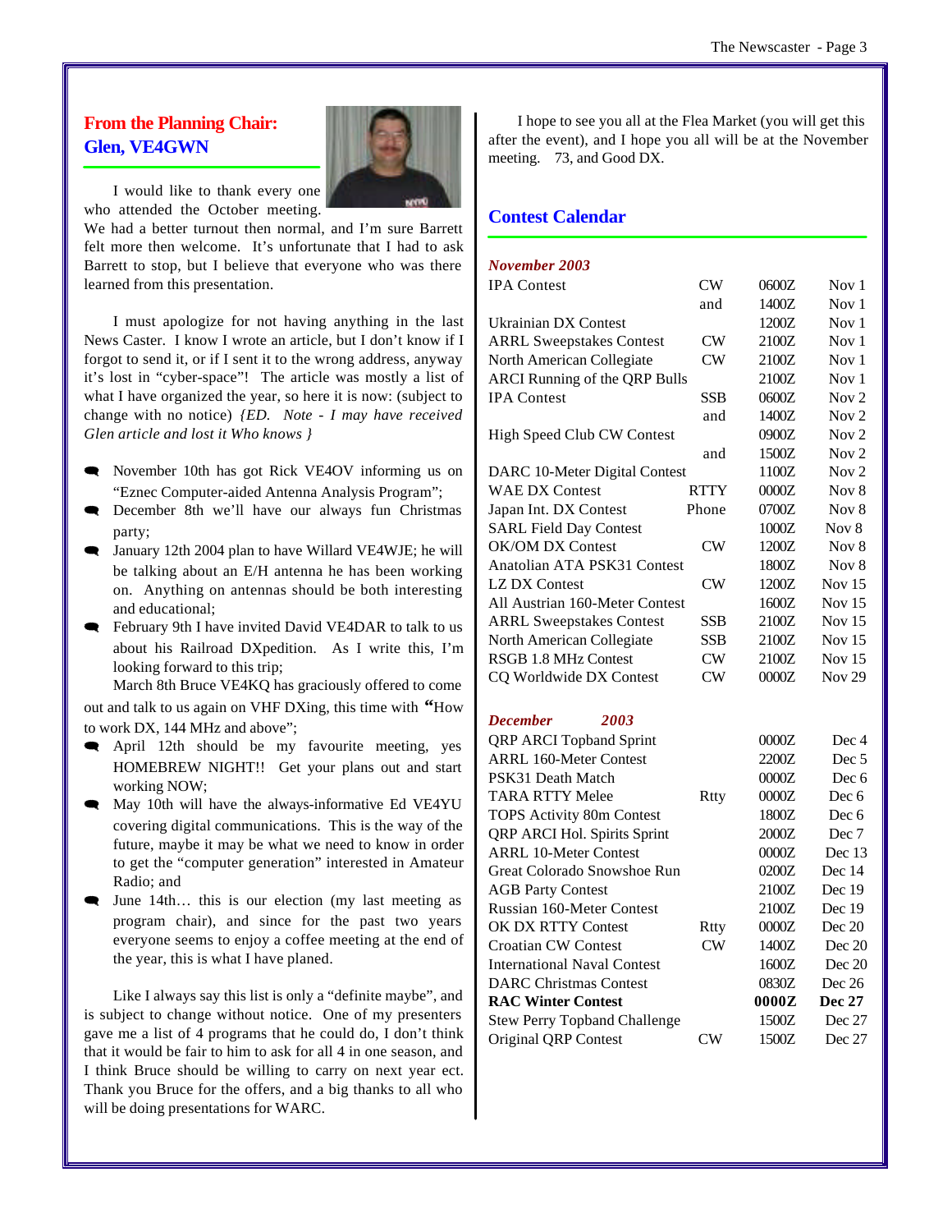## From the Planning Chair: Glen, VE4GWN

I would like to thank every one who attended the October meeting. We had a better turnout then normal, and I'm sure Barrett felt more then welcome. It's unfortunate that I had to ask Barrett to stop, but I believe that everyone who was there learned from this presentation.

I must apologize for not having anything in the last News Caster. I know I wrote an article, but I don't know if I forgot to send it, or if I sent it to the wrong address, anyway it's lost in "cyber-space"! The article was mostly a list of what I have organized the year, so here it is now: (subject to change with no notice) *{ED. Note - I may have received Glen article and lost it Who knows }*

- November 10th has got Rick VE4OV informing us on "Eznec Computer-aided Antenna Analysis Program";
- December 8th we'll have our always fun Christmas party;
- January 12th 2004 plan to have Willard VE4WJE; he will be talking about an E/H antenna he has been working on. Anything on antennas should be both interesting and educational;
- February 9th I have invited David VE4DAR to talk to us about his Railroad DXpedition. As I write this, I'm looking forward to this trip;

  March 8th Bruce VE4KQ has graciously offered to come out and talk to us again on VHF DXing, this time with "How to work DX, 144 MHz and above";
- April 12th should be my favourite meeting, yes HOMEBREW NIGHT!! Get your plans out and start working NOW;
- May 10th will have the always-informative Ed VE4YU covering digital communications. This is the way of the future, maybe it may be what we need to know in order to get the "computer generation" interested in Amateur Radio; and
- June 14th… this is our election (my last meeting as program chair), and since for the past two years everyone seems to enjoy a coffee meeting at the end of the year, this is what I have planed.

Like I always say this list is only a "definite maybe", and is subject to change without notice. One of my presenters gave me a list of 4 programs that he could do, I don't think that it would be fair to him to ask for all 4 in one season, and I think Bruce should be willing to carry on next year ect. Thank you Bruce for the offers, and a big thanks to all who will be doing presentations for WARC.

I hope to see you all at the Flea Market (you will get this after the event), and I hope you all will be at the November meeting. 73, and Good DX.

## Contest Calendar

***November 2003***

| Contest | Mode | Time | Date |
|---|---|---|---|
| IPA Contest | CW | 0600Z | Nov 1 |
| | and | 1400Z | Nov 1 |
| Ukrainian DX Contest | | 1200Z | Nov 1 |
| ARRL Sweepstakes Contest | CW | 2100Z | Nov 1 |
| North American Collegiate | CW | 2100Z | Nov 1 |
| ARCI Running of the QRP Bulls | | 2100Z | Nov 1 |
| IPA Contest | SSB | 0600Z | Nov 2 |
| | and | 1400Z | Nov 2 |
| High Speed Club CW Contest | | 0900Z | Nov 2 |
| | and | 1500Z | Nov 2 |
| DARC 10-Meter Digital Contest | | 1100Z | Nov 2 |
| WAE DX Contest | RTTY | 0000Z | Nov 8 |
| Japan Int. DX Contest | Phone | 0700Z | Nov 8 |
| SARL Field Day Contest | | 1000Z | Nov 8 |
| OK/OM DX Contest | CW | 1200Z | Nov 8 |
| Anatolian ATA PSK31 Contest | | 1800Z | Nov 8 |
| LZ DX Contest | CW | 1200Z | Nov 15 |
| All Austrian 160-Meter Contest | | 1600Z | Nov 15 |
| ARRL Sweepstakes Contest | SSB | 2100Z | Nov 15 |
| North American Collegiate | SSB | 2100Z | Nov 15 |
| RSGB 1.8 MHz Contest | CW | 2100Z | Nov 15 |
| CQ Worldwide DX Contest | CW | 0000Z | Nov 29 |

***December 2003***

| Contest | Mode | Time | Date |
|---|---|---|---|
| QRP ARCI Topband Sprint | | 0000Z | Dec 4 |
| ARRL 160-Meter Contest | | 2200Z | Dec 5 |
| PSK31 Death Match | | 0000Z | Dec 6 |
| TARA RTTY Melee | Rtty | 0000Z | Dec 6 |
| TOPS Activity 80m Contest | | 1800Z | Dec 6 |
| QRP ARCI Hol. Spirits Sprint | | 2000Z | Dec 7 |
| ARRL 10-Meter Contest | | 0000Z | Dec 13 |
| Great Colorado Snowshoe Run | | 0200Z | Dec 14 |
| AGB Party Contest | | 2100Z | Dec 19 |
| Russian 160-Meter Contest | | 2100Z | Dec 19 |
| OK DX RTTY Contest | Rtty | 0000Z | Dec 20 |
| Croatian CW Contest | CW | 1400Z | Dec 20 |
| International Naval Contest | | 1600Z | Dec 20 |
| DARC Christmas Contest | | 0830Z | Dec 26 |
| **RAC Winter Contest** | | **0000Z** | **Dec 27** |
| Stew Perry Topband Challenge | | 1500Z | Dec 27 |
| Original QRP Contest | CW | 1500Z | Dec 27 |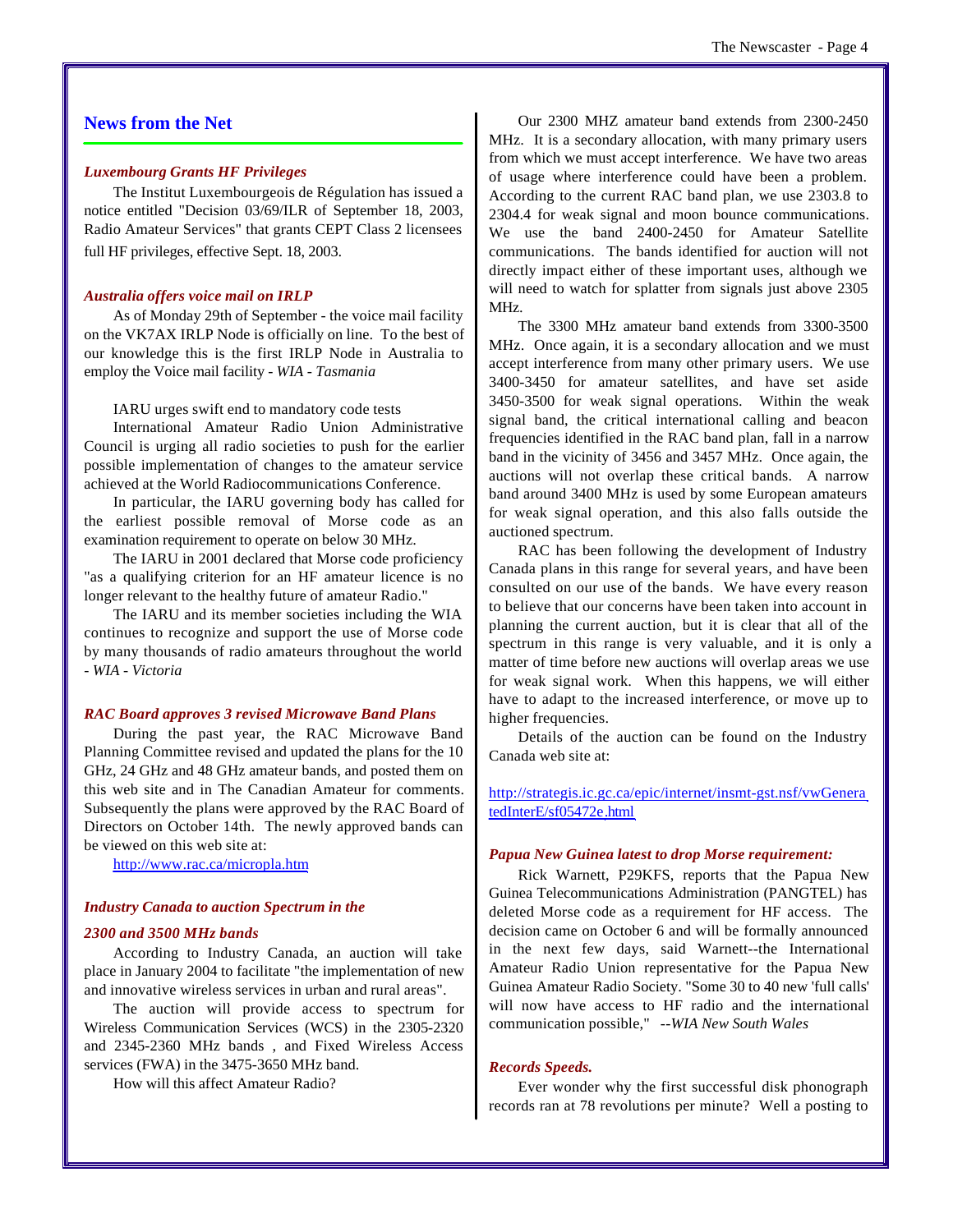## News from the Net

### *Luxembourg Grants HF Privileges*

The Institut Luxembourgeois de Régulation has issued a notice entitled "Decision 03/69/ILR of September 18, 2003, Radio Amateur Services" that grants CEPT Class 2 licensees full HF privileges, effective Sept. 18, 2003.

### *Australia offers voice mail on IRLP*

As of Monday 29th of September - the voice mail facility on the VK7AX IRLP Node is officially on line. To the best of our knowledge this is the first IRLP Node in Australia to employ the Voice mail facility - *WIA - Tasmania*

IARU urges swift end to mandatory code tests

International Amateur Radio Union Administrative Council is urging all radio societies to push for the earlier possible implementation of changes to the amateur service achieved at the World Radiocommunications Conference.

In particular, the IARU governing body has called for the earliest possible removal of Morse code as an examination requirement to operate on below 30 MHz.

The IARU in 2001 declared that Morse code proficiency "as a qualifying criterion for an HF amateur licence is no longer relevant to the healthy future of amateur Radio."

The IARU and its member societies including the WIA continues to recognize and support the use of Morse code by many thousands of radio amateurs throughout the world - *WIA - Victoria*

### *RAC Board approves 3 revised Microwave Band Plans*

During the past year, the RAC Microwave Band Planning Committee revised and updated the plans for the 10 GHz, 24 GHz and 48 GHz amateur bands, and posted them on this web site and in The Canadian Amateur for comments. Subsequently the plans were approved by the RAC Board of Directors on October 14th. The newly approved bands can be viewed on this web site at:

http://www.rac.ca/micropla.htm

### *Industry Canada to auction Spectrum in the 2300 and 3500 MHz bands*

According to Industry Canada, an auction will take place in January 2004 to facilitate "the implementation of new and innovative wireless services in urban and rural areas".

The auction will provide access to spectrum for Wireless Communication Services (WCS) in the 2305-2320 and 2345-2360 MHz bands , and Fixed Wireless Access services (FWA) in the 3475-3650 MHz band.

How will this affect Amateur Radio?

Our 2300 MHZ amateur band extends from 2300-2450 MHz. It is a secondary allocation, with many primary users from which we must accept interference. We have two areas of usage where interference could have been a problem. According to the current RAC band plan, we use 2303.8 to 2304.4 for weak signal and moon bounce communications. We use the band 2400-2450 for Amateur Satellite communications. The bands identified for auction will not directly impact either of these important uses, although we will need to watch for splatter from signals just above 2305 MHz.

The 3300 MHz amateur band extends from 3300-3500 MHz. Once again, it is a secondary allocation and we must accept interference from many other primary users. We use 3400-3450 for amateur satellites, and have set aside 3450-3500 for weak signal operations. Within the weak signal band, the critical international calling and beacon frequencies identified in the RAC band plan, fall in a narrow band in the vicinity of 3456 and 3457 MHz. Once again, the auctions will not overlap these critical bands. A narrow band around 3400 MHz is used by some European amateurs for weak signal operation, and this also falls outside the auctioned spectrum.

RAC has been following the development of Industry Canada plans in this range for several years, and have been consulted on our use of the bands. We have every reason to believe that our concerns have been taken into account in planning the current auction, but it is clear that all of the spectrum in this range is very valuable, and it is only a matter of time before new auctions will overlap areas we use for weak signal work. When this happens, we will either have to adapt to the increased interference, or move up to higher frequencies.

Details of the auction can be found on the Industry Canada web site at:

http://strategis.ic.gc.ca/epic/internet/insmt-gst.nsf/vwGeneratedInterE/sf05472e.html

### *Papua New Guinea latest to drop Morse requirement:*

Rick Warnett, P29KFS, reports that the Papua New Guinea Telecommunications Administration (PANGTEL) has deleted Morse code as a requirement for HF access. The decision came on October 6 and will be formally announced in the next few days, said Warnett--the International Amateur Radio Union representative for the Papua New Guinea Amateur Radio Society. "Some 30 to 40 new 'full calls' will now have access to HF radio and the international communication possible," *--WIA New South Wales*

### *Records Speeds.*

Ever wonder why the first successful disk phonograph records ran at 78 revolutions per minute? Well a posting to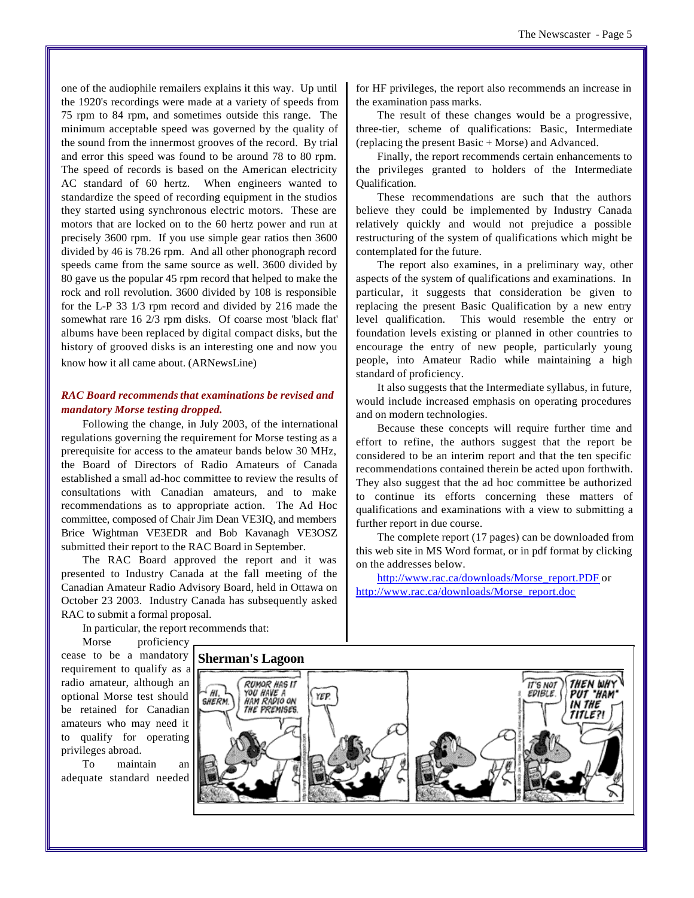one of the audiophile remailers explains it this way. Up until the 1920's recordings were made at a variety of speeds from 75 rpm to 84 rpm, and sometimes outside this range. The minimum acceptable speed was governed by the quality of the sound from the innermost grooves of the record. By trial and error this speed was found to be around 78 to 80 rpm. The speed of records is based on the American electricity AC standard of 60 hertz. When engineers wanted to standardize the speed of recording equipment in the studios they started using synchronous electric motors. These are motors that are locked on to the 60 hertz power and run at precisely 3600 rpm. If you use simple gear ratios then 3600 divided by 46 is 78.26 rpm. And all other phonograph record speeds came from the same source as well. 3600 divided by 80 gave us the popular 45 rpm record that helped to make the rock and roll revolution. 3600 divided by 108 is responsible for the L-P 33 1/3 rpm record and divided by 216 made the somewhat rare 16 2/3 rpm disks. Of coarse most 'black flat' albums have been replaced by digital compact disks, but the history of grooved disks is an interesting one and now you know how it all came about. (ARNewsLine)

### *RAC Board recommends that examinations be revised and mandatory Morse testing dropped.*

Following the change, in July 2003, of the international regulations governing the requirement for Morse testing as a prerequisite for access to the amateur bands below 30 MHz, the Board of Directors of Radio Amateurs of Canada established a small ad-hoc committee to review the results of consultations with Canadian amateurs, and to make recommendations as to appropriate action. The Ad Hoc committee, composed of Chair Jim Dean VE3IQ, and members Brice Wightman VE3EDR and Bob Kavanagh VE3OSZ submitted their report to the RAC Board in September.

The RAC Board approved the report and it was presented to Industry Canada at the fall meeting of the Canadian Amateur Radio Advisory Board, held in Ottawa on October 23 2003. Industry Canada has subsequently asked RAC to submit a formal proposal.

In particular, the report recommends that:

Morse proficiency cease to be a mandatory requirement to qualify as a radio amateur, although an optional Morse test should be retained for Canadian amateurs who may need it to qualify for operating privileges abroad.

To maintain an adequate standard needed for HF privileges, the report also recommends an increase in the examination pass marks.

The result of these changes would be a progressive, three-tier, scheme of qualifications: Basic, Intermediate (replacing the present Basic + Morse) and Advanced.

Finally, the report recommends certain enhancements to the privileges granted to holders of the Intermediate Qualification.

These recommendations are such that the authors believe they could be implemented by Industry Canada relatively quickly and would not prejudice a possible restructuring of the system of qualifications which might be contemplated for the future.

The report also examines, in a preliminary way, other aspects of the system of qualifications and examinations. In particular, it suggests that consideration be given to replacing the present Basic Qualification by a new entry level qualification. This would resemble the entry or foundation levels existing or planned in other countries to encourage the entry of new people, particularly young people, into Amateur Radio while maintaining a high standard of proficiency.

It also suggests that the Intermediate syllabus, in future, would include increased emphasis on operating procedures and on modern technologies.

Because these concepts will require further time and effort to refine, the authors suggest that the report be considered to be an interim report and that the ten specific recommendations contained therein be acted upon forthwith. They also suggest that the ad hoc committee be authorized to continue its efforts concerning these matters of qualifications and examinations with a view to submitting a further report in due course.

The complete report (17 pages) can be downloaded from this web site in MS Word format, or in pdf format by clicking on the addresses below.

http://www.rac.ca/downloads/Morse_report.PDF or http://www.rac.ca/downloads/Morse_report.doc

**Sherman's Lagoon**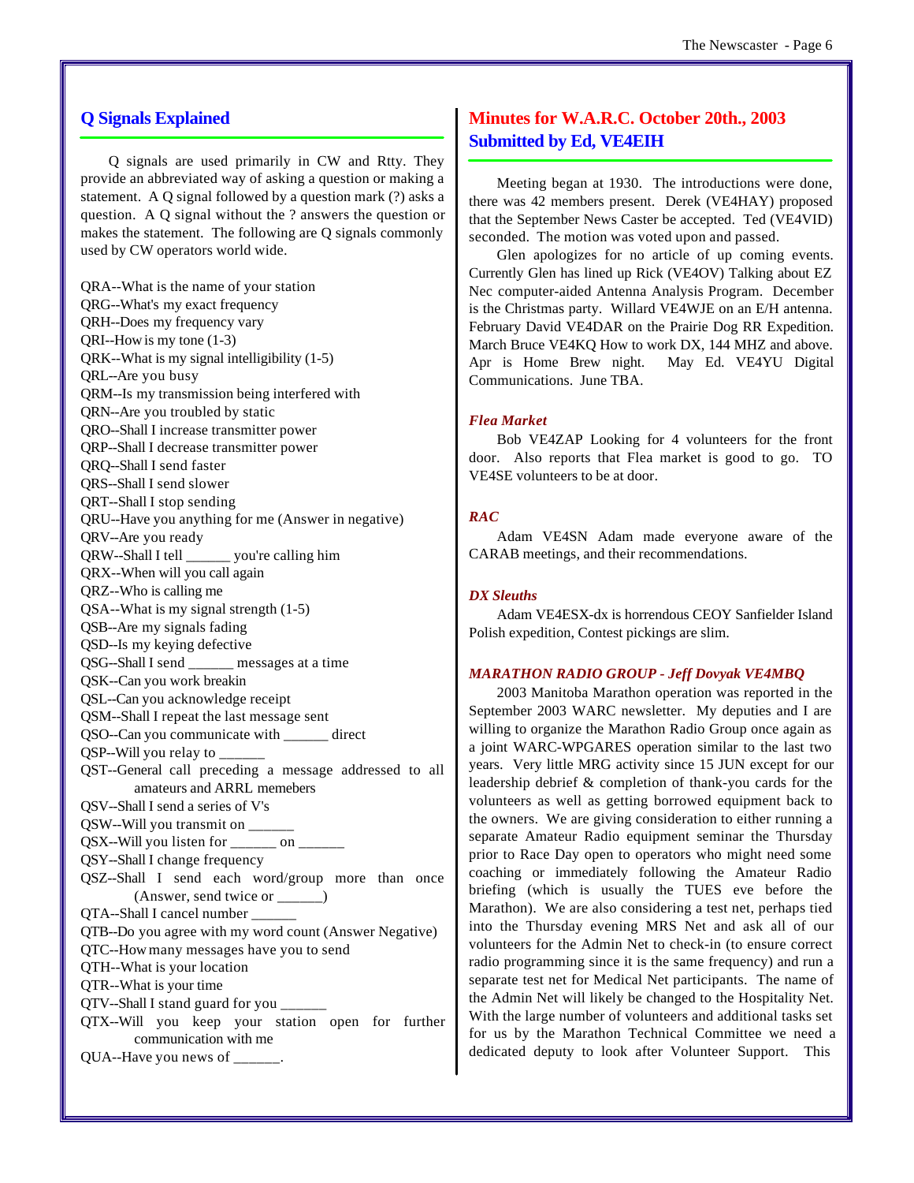## Q Signals Explained

Q signals are used primarily in CW and Rtty. They provide an abbreviated way of asking a question or making a statement. A Q signal followed by a question mark (?) asks a question. A Q signal without the ? answers the question or makes the statement. The following are Q signals commonly used by CW operators world wide.

QRA--What is the name of your station
QRG--What's my exact frequency
QRH--Does my frequency vary
QRI--How is my tone (1-3)
QRK--What is my signal intelligibility (1-5)
QRL--Are you busy
QRM--Is my transmission being interfered with
QRN--Are you troubled by static
QRO--Shall I increase transmitter power
QRP--Shall I decrease transmitter power
QRQ--Shall I send faster
QRS--Shall I send slower
QRT--Shall I stop sending
QRU--Have you anything for me (Answer in negative)
QRV--Are you ready
QRW--Shall I tell ______ you're calling him
QRX--When will you call again
QRZ--Who is calling me
QSA--What is my signal strength (1-5)
QSB--Are my signals fading
QSD--Is my keying defective
QSG--Shall I send ______ messages at a time
QSK--Can you work breakin
QSL--Can you acknowledge receipt
QSM--Shall I repeat the last message sent
QSO--Can you communicate with ______ direct
QSP--Will you relay to ______
QST--General call preceding a message addressed to all amateurs and ARRL memebers
QSV--Shall I send a series of V's
QSW--Will you transmit on ______
QSX--Will you listen for ______ on ______
QSY--Shall I change frequency
QSZ--Shall I send each word/group more than once (Answer, send twice or ______)
QTA--Shall I cancel number ______
QTB--Do you agree with my word count (Answer Negative)
QTC--How many messages have you to send
QTH--What is your location
QTR--What is your time
QTV--Shall I stand guard for you ______
QTX--Will you keep your station open for further communication with me
QUA--Have you news of ______.

## Minutes for W.A.R.C. October 20th., 2003
## Submitted by Ed, VE4EIH

Meeting began at 1930. The introductions were done, there was 42 members present. Derek (VE4HAY) proposed that the September News Caster be accepted. Ted (VE4VID) seconded. The motion was voted upon and passed.

Glen apologizes for no article of up coming events. Currently Glen has lined up Rick (VE4OV) Talking about EZ Nec computer-aided Antenna Analysis Program. December is the Christmas party. Willard VE4WJE on an E/H antenna. February David VE4DAR on the Prairie Dog RR Expedition. March Bruce VE4KQ How to work DX, 144 MHZ and above. Apr is Home Brew night. May Ed. VE4YU Digital Communications. June TBA.

### *Flea Market*

Bob VE4ZAP Looking for 4 volunteers for the front door. Also reports that Flea market is good to go. TO VE4SE volunteers to be at door.

### *RAC*

Adam VE4SN Adam made everyone aware of the CARAB meetings, and their recommendations.

### *DX Sleuths*

Adam VE4ESX-dx is horrendous CEOY Sanfielder Island Polish expedition, Contest pickings are slim.

### *MARATHON RADIO GROUP - Jeff Dovyak VE4MBQ*

2003 Manitoba Marathon operation was reported in the September 2003 WARC newsletter. My deputies and I are willing to organize the Marathon Radio Group once again as a joint WARC-WPGARES operation similar to the last two years. Very little MRG activity since 15 JUN except for our leadership debrief & completion of thank-you cards for the volunteers as well as getting borrowed equipment back to the owners. We are giving consideration to either running a separate Amateur Radio equipment seminar the Thursday prior to Race Day open to operators who might need some coaching or immediately following the Amateur Radio briefing (which is usually the TUES eve before the Marathon). We are also considering a test net, perhaps tied into the Thursday evening MRS Net and ask all of our volunteers for the Admin Net to check-in (to ensure correct radio programming since it is the same frequency) and run a separate test net for Medical Net participants. The name of the Admin Net will likely be changed to the Hospitality Net. With the large number of volunteers and additional tasks set for us by the Marathon Technical Committee we need a dedicated deputy to look after Volunteer Support. This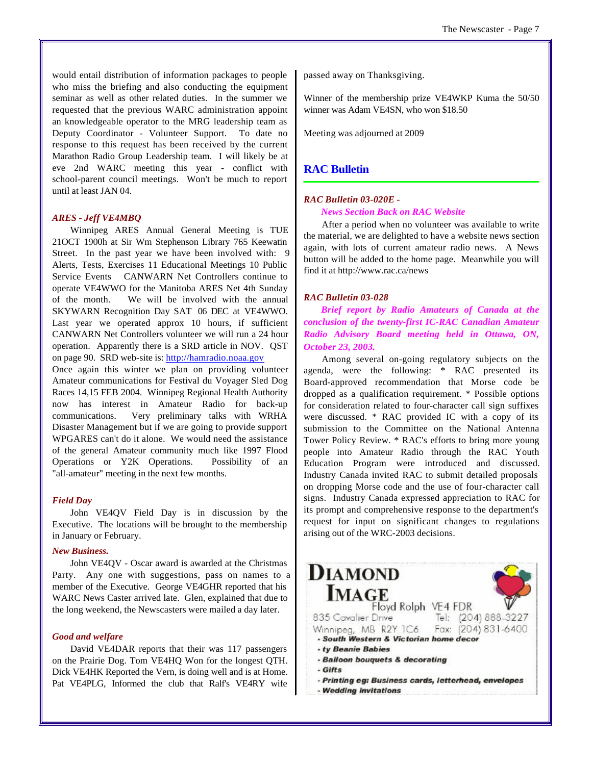would entail distribution of information packages to people who miss the briefing and also conducting the equipment seminar as well as other related duties. In the summer we requested that the previous WARC administration appoint an knowledgeable operator to the MRG leadership team as Deputy Coordinator - Volunteer Support. To date no response to this request has been received by the current Marathon Radio Group Leadership team. I will likely be at eve 2nd WARC meeting this year - conflict with school-parent council meetings. Won't be much to report until at least JAN 04.

### *ARES - Jeff VE4MBQ*

Winnipeg ARES Annual General Meeting is TUE 21OCT 1900h at Sir Wm Stephenson Library 765 Keewatin Street. In the past year we have been involved with: 9 Alerts, Tests, Exercises 11 Educational Meetings 10 Public Service Events CANWARN Net Controllers continue to operate VE4WWO for the Manitoba ARES Net 4th Sunday of the month. We will be involved with the annual SKYWARN Recognition Day SAT 06 DEC at VE4WWO. Last year we operated approx 10 hours, if sufficient CANWARN Net Controllers volunteer we will run a 24 hour operation. Apparently there is a SRD article in NOV. QST on page 90. SRD web-site is: http://hamradio.noaa.gov
Once again this winter we plan on providing volunteer Amateur communications for Festival du Voyager Sled Dog Races 14,15 FEB 2004. Winnipeg Regional Health Authority now has interest in Amateur Radio for back-up communications. Very preliminary talks with WRHA Disaster Management but if we are going to provide support WPGARES can't do it alone. We would need the assistance of the general Amateur community much like 1997 Flood Operations or Y2K Operations. Possibility of an "all-amateur" meeting in the next few months.

### *Field Day*

John VE4QV Field Day is in discussion by the Executive. The locations will be brought to the membership in January or February.

### *New Business.*

John VE4QV - Oscar award is awarded at the Christmas Party. Any one with suggestions, pass on names to a member of the Executive. George VE4GHR reported that his WARC News Caster arrived late. Glen, explained that due to the long weekend, the Newscasters were mailed a day later.

### *Good and welfare*

David VE4DAR reports that their was 117 passengers on the Prairie Dog. Tom VE4HQ Won for the longest QTH. Dick VE4HK Reported the Vern, is doing well and is at Home. Pat VE4PLG, Informed the club that Ralf's VE4RY wife passed away on Thanksgiving.

Winner of the membership prize VE4WKP Kuma the 50/50 winner was Adam VE4SN, who won $18.50

Meeting was adjourned at 2009

## RAC Bulletin

### *RAC Bulletin 03-020E -*

***News Section Back on RAC Website***

After a period when no volunteer was available to write the material, we are delighted to have a website news section again, with lots of current amateur radio news. A News button will be added to the home page. Meanwhile you will find it at http://www.rac.ca/news

### *RAC Bulletin 03-028*

***Brief report by Radio Amateurs of Canada at the conclusion of the twenty-first IC-RAC Canadian Amateur Radio Advisory Board meeting held in Ottawa, ON, October 23, 2003.***

Among several on-going regulatory subjects on the agenda, were the following: * RAC presented its Board-approved recommendation that Morse code be dropped as a qualification requirement. * Possible options for consideration related to four-character call sign suffixes were discussed. * RAC provided IC with a copy of its submission to the Committee on the National Antenna Tower Policy Review. * RAC's efforts to bring more young people into Amateur Radio through the RAC Youth Education Program were introduced and discussed. Industry Canada invited RAC to submit detailed proposals on dropping Morse code and the use of four-character call signs. Industry Canada expressed appreciation to RAC for its prompt and comprehensive response to the department's request for input on significant changes to regulations arising out of the WRC-2003 decisions.

**DIAMOND IMAGE**
Floyd Rolph VE4 FDR
835 Cavalier Drive — Tel: (204) 888-3227
Winnipeg, MB R2Y 1C6 — Fax: (204) 831-6400

- ***South Western & Victorian home decor***
- ***ty Beanie Babies***
- ***Balloon bouquets & decorating***
- ***Gifts***
- ***Printing eg: Business cards, letterhead, envelopes***
- ***Wedding invitations***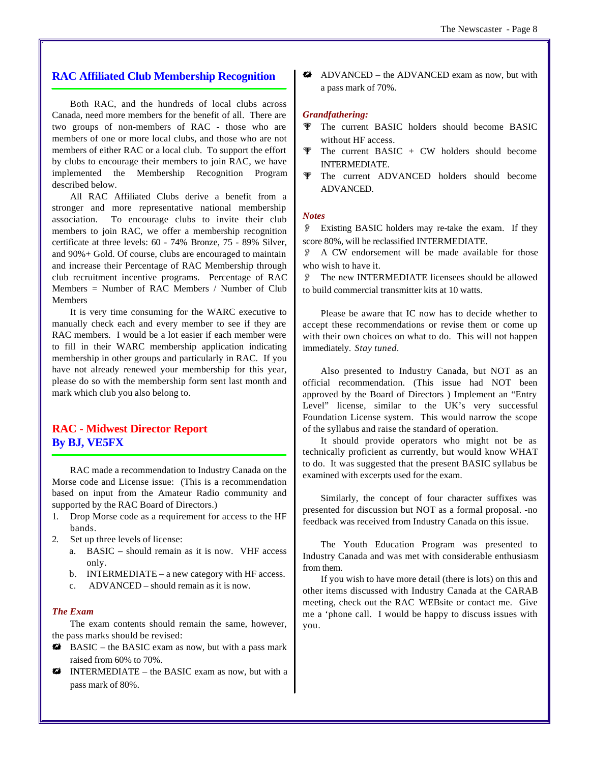## RAC Affiliated Club Membership Recognition

Both RAC, and the hundreds of local clubs across Canada, need more members for the benefit of all. There are two groups of non-members of RAC - those who are members of one or more local clubs, and those who are not members of either RAC or a local club. To support the effort by clubs to encourage their members to join RAC, we have implemented the Membership Recognition Program described below.

All RAC Affiliated Clubs derive a benefit from a stronger and more representative national membership association. To encourage clubs to invite their club members to join RAC, we offer a membership recognition certificate at three levels: 60 - 74% Bronze, 75 - 89% Silver, and 90%+ Gold. Of course, clubs are encouraged to maintain and increase their Percentage of RAC Membership through club recruitment incentive programs. Percentage of RAC Members = Number of RAC Members / Number of Club Members

It is very time consuming for the WARC executive to manually check each and every member to see if they are RAC members. I would be a lot easier if each member were to fill in their WARC membership application indicating membership in other groups and particularly in RAC. If you have not already renewed your membership for this year, please do so with the membership form sent last month and mark which club you also belong to.

## RAC - Midwest Director Report
## By BJ, VE5FX

RAC made a recommendation to Industry Canada on the Morse code and License issue: (This is a recommendation based on input from the Amateur Radio community and supported by the RAC Board of Directors.)

1. Drop Morse code as a requirement for access to the HF bands.
2. Set up three levels of license:
   a. BASIC – should remain as it is now. VHF access only.
   b. INTERMEDIATE – a new category with HF access.
   c. ADVANCED – should remain as it is now.

### *The Exam*

The exam contents should remain the same, however, the pass marks should be revised:

- BASIC – the BASIC exam as now, but with a pass mark raised from 60% to 70%.
- INTERMEDIATE – the BASIC exam as now, but with a pass mark of 80%.
- ADVANCED – the ADVANCED exam as now, but with a pass mark of 70%.

### *Grandfathering:*

- The current BASIC holders should become BASIC without HF access.
- The current BASIC + CW holders should become INTERMEDIATE.
- The current ADVANCED holders should become ADVANCED.

### *Notes*

- Existing BASIC holders may re-take the exam. If they score 80%, will be reclassified INTERMEDIATE.
- A CW endorsement will be made available for those who wish to have it.
- The new INTERMEDIATE licensees should be allowed to build commercial transmitter kits at 10 watts.

Please be aware that IC now has to decide whether to accept these recommendations or revise them or come up with their own choices on what to do. This will not happen immediately. *Stay tuned*.

Also presented to Industry Canada, but NOT as an official recommendation. (This issue had NOT been approved by the Board of Directors ) Implement an "Entry Level" license, similar to the UK's very successful Foundation License system. This would narrow the scope of the syllabus and raise the standard of operation.

It should provide operators who might not be as technically proficient as currently, but would know WHAT to do. It was suggested that the present BASIC syllabus be examined with excerpts used for the exam.

Similarly, the concept of four character suffixes was presented for discussion but NOT as a formal proposal. -no feedback was received from Industry Canada on this issue.

The Youth Education Program was presented to Industry Canada and was met with considerable enthusiasm from them.

If you wish to have more detail (there is lots) on this and other items discussed with Industry Canada at the CARAB meeting, check out the RAC WEBsite or contact me. Give me a 'phone call. I would be happy to discuss issues with you.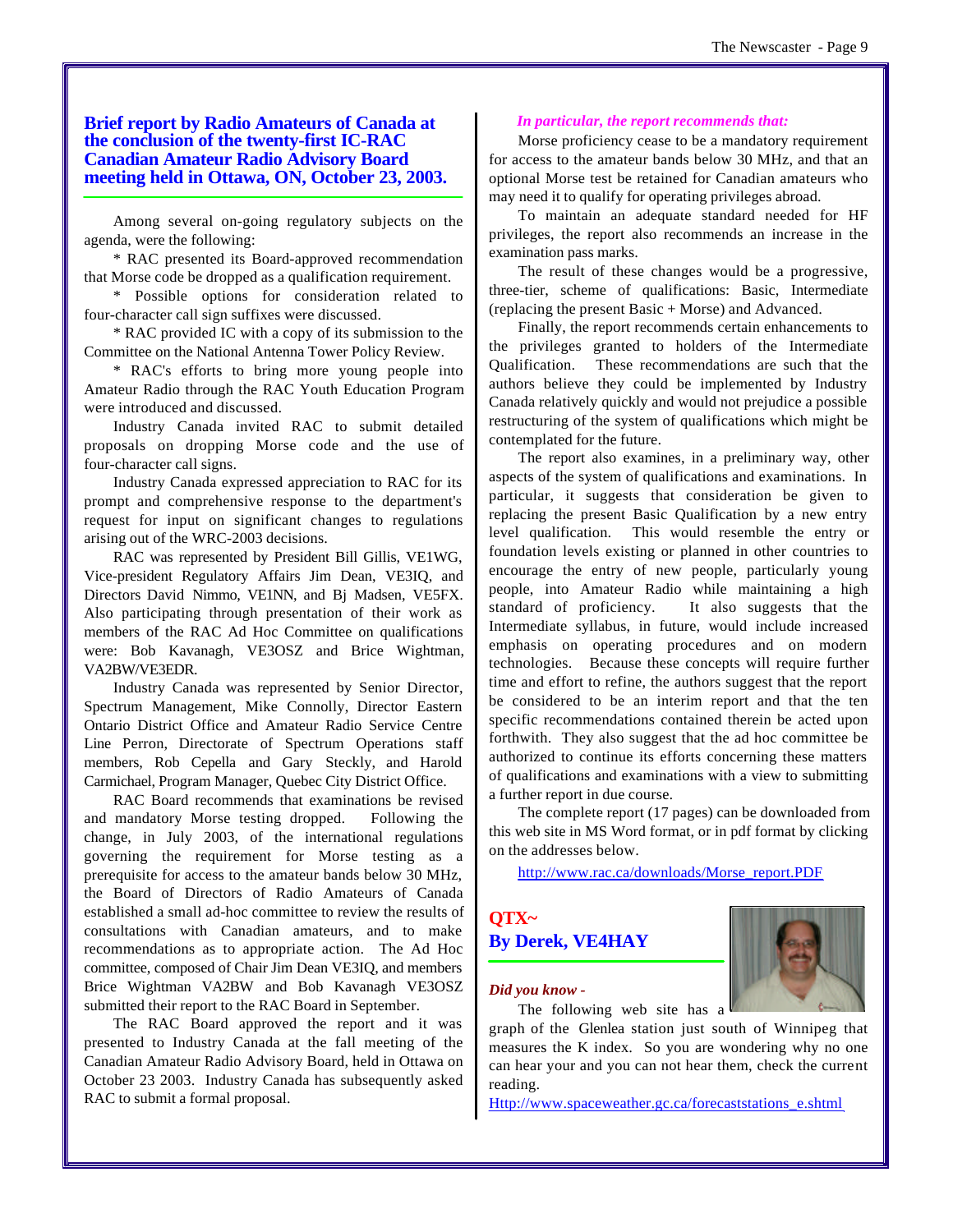## Brief report by Radio Amateurs of Canada at the conclusion of the twenty-first IC-RAC Canadian Amateur Radio Advisory Board meeting held in Ottawa, ON, October 23, 2003.

Among several on-going regulatory subjects on the agenda, were the following:

* RAC presented its Board-approved recommendation that Morse code be dropped as a qualification requirement.

* Possible options for consideration related to four-character call sign suffixes were discussed.

* RAC provided IC with a copy of its submission to the Committee on the National Antenna Tower Policy Review.

* RAC's efforts to bring more young people into Amateur Radio through the RAC Youth Education Program were introduced and discussed.

Industry Canada invited RAC to submit detailed proposals on dropping Morse code and the use of four-character call signs.

Industry Canada expressed appreciation to RAC for its prompt and comprehensive response to the department's request for input on significant changes to regulations arising out of the WRC-2003 decisions.

RAC was represented by President Bill Gillis, VE1WG, Vice-president Regulatory Affairs Jim Dean, VE3IQ, and Directors David Nimmo, VE1NN, and Bj Madsen, VE5FX. Also participating through presentation of their work as members of the RAC Ad Hoc Committee on qualifications were: Bob Kavanagh, VE3OSZ and Brice Wightman, VA2BW/VE3EDR.

Industry Canada was represented by Senior Director, Spectrum Management, Mike Connolly, Director Eastern Ontario District Office and Amateur Radio Service Centre Line Perron, Directorate of Spectrum Operations staff members, Rob Cepella and Gary Steckly, and Harold Carmichael, Program Manager, Quebec City District Office.

RAC Board recommends that examinations be revised and mandatory Morse testing dropped. Following the change, in July 2003, of the international regulations governing the requirement for Morse testing as a prerequisite for access to the amateur bands below 30 MHz, the Board of Directors of Radio Amateurs of Canada established a small ad-hoc committee to review the results of consultations with Canadian amateurs, and to make recommendations as to appropriate action. The Ad Hoc committee, composed of Chair Jim Dean VE3IQ, and members Brice Wightman VA2BW and Bob Kavanagh VE3OSZ submitted their report to the RAC Board in September.

The RAC Board approved the report and it was presented to Industry Canada at the fall meeting of the Canadian Amateur Radio Advisory Board, held in Ottawa on October 23 2003. Industry Canada has subsequently asked RAC to submit a formal proposal.

*In particular, the report recommends that:*

Morse proficiency cease to be a mandatory requirement for access to the amateur bands below 30 MHz, and that an optional Morse test be retained for Canadian amateurs who may need it to qualify for operating privileges abroad.

To maintain an adequate standard needed for HF privileges, the report also recommends an increase in the examination pass marks.

The result of these changes would be a progressive, three-tier, scheme of qualifications: Basic, Intermediate (replacing the present Basic + Morse) and Advanced.

Finally, the report recommends certain enhancements to the privileges granted to holders of the Intermediate Qualification. These recommendations are such that the authors believe they could be implemented by Industry Canada relatively quickly and would not prejudice a possible restructuring of the system of qualifications which might be contemplated for the future.

The report also examines, in a preliminary way, other aspects of the system of qualifications and examinations. In particular, it suggests that consideration be given to replacing the present Basic Qualification by a new entry level qualification. This would resemble the entry or foundation levels existing or planned in other countries to encourage the entry of new people, particularly young people, into Amateur Radio while maintaining a high standard of proficiency. It also suggests that the Intermediate syllabus, in future, would include increased emphasis on operating procedures and on modern technologies. Because these concepts will require further time and effort to refine, the authors suggest that the report be considered to be an interim report and that the ten specific recommendations contained therein be acted upon forthwith. They also suggest that the ad hoc committee be authorized to continue its efforts concerning these matters of qualifications and examinations with a view to submitting a further report in due course.

The complete report (17 pages) can be downloaded from this web site in MS Word format, or in pdf format by clicking on the addresses below.

http://www.rac.ca/downloads/Morse_report.PDF

## QTX~
## By Derek, VE4HAY

***Did you know -***

The following web site has a graph of the Glenlea station just south of Winnipeg that measures the K index. So you are wondering why no one can hear your and you can not hear them, check the current reading.

Http://www.spaceweather.gc.ca/forecaststations_e.shtml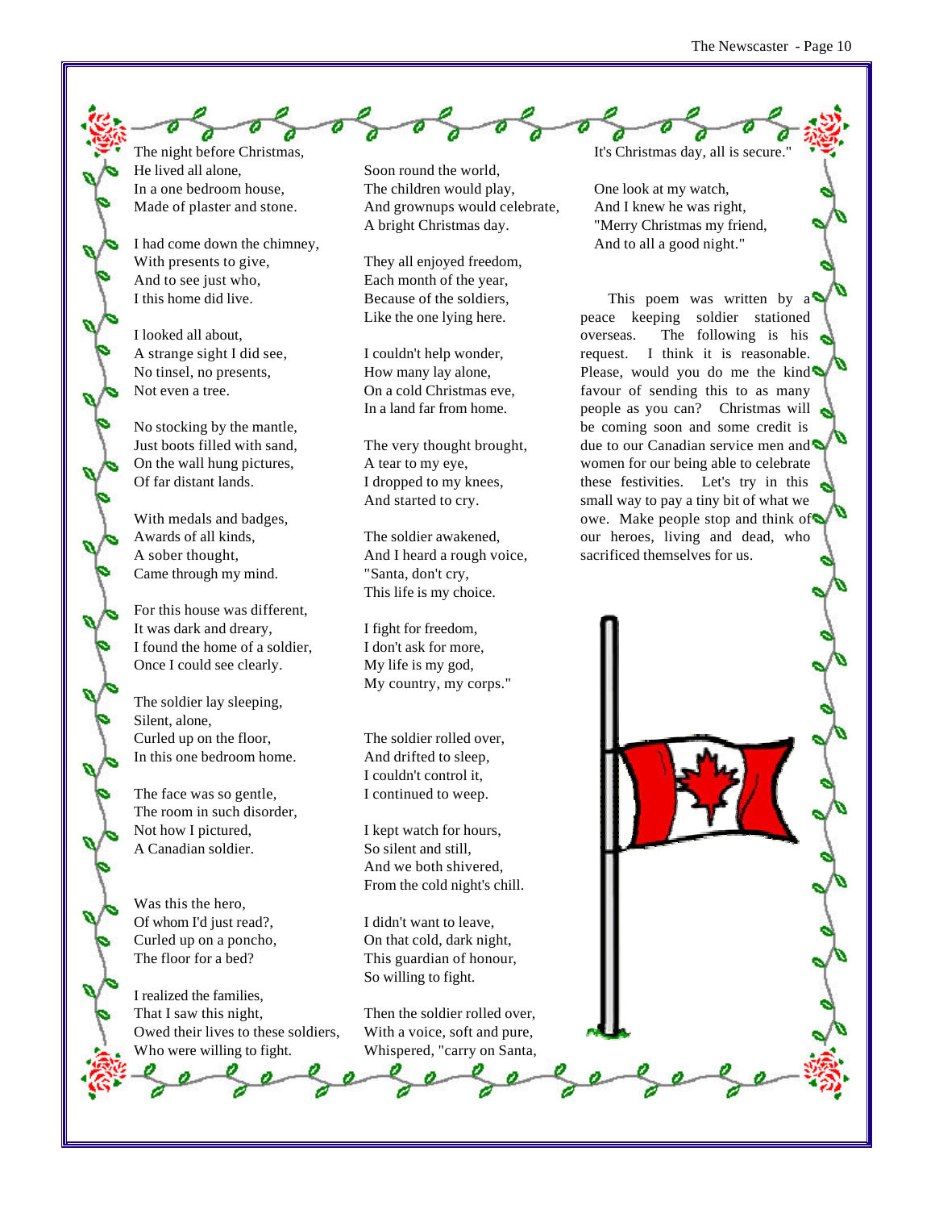The night before Christmas,
He lived all alone,
In a one bedroom house,
Made of plaster and stone.

I had come down the chimney,
With presents to give,
And to see just who,
I this home did live.

I looked all about,
A strange sight I did see,
No tinsel, no presents,
Not even a tree.

No stocking by the mantle,
Just boots filled with sand,
On the wall hung pictures,
Of far distant lands.

With medals and badges,
Awards of all kinds,
A sober thought,
Came through my mind.

For this house was different,
It was dark and dreary,
I found the home of a soldier,
Once I could see clearly.

The soldier lay sleeping,
Silent, alone,
Curled up on the floor,
In this one bedroom home.

The face was so gentle,
The room in such disorder,
Not how I pictured,
A Canadian soldier.

Was this the hero,
Of whom I'd just read?,
Curled up on a poncho,
The floor for a bed?

I realized the families,
That I saw this night,
Owed their lives to these soldiers,
Who were willing to fight.

Soon round the world,
The children would play,
And grownups would celebrate,
A bright Christmas day.

They all enjoyed freedom,
Each month of the year,
Because of the soldiers,
Like the one lying here.

I couldn't help wonder,
How many lay alone,
On a cold Christmas eve,
In a land far from home.

The very thought brought,
A tear to my eye,
I dropped to my knees,
And started to cry.

The soldier awakened,
And I heard a rough voice,
"Santa, don't cry,
This life is my choice.

I fight for freedom,
I don't ask for more,
My life is my god,
My country, my corps."

The soldier rolled over,
And drifted to sleep,
I couldn't control it,
I continued to weep.

I kept watch for hours,
So silent and still,
And we both shivered,
From the cold night's chill.

I didn't want to leave,
On that cold, dark night,
This guardian of honour,
So willing to fight.

Then the soldier rolled over,
With a voice, soft and pure,
Whispered, "carry on Santa,
It's Christmas day, all is secure."

One look at my watch,
And I knew he was right,
"Merry Christmas my friend,
And to all a good night."

This poem was written by a peace keeping soldier stationed overseas. The following is his request. I think it is reasonable. Please, would you do me the kind favour of sending this to as many people as you can? Christmas will be coming soon and some credit is due to our Canadian service men and women for our being able to celebrate these festivities. Let's try in this small way to pay a tiny bit of what we owe. Make people stop and think of our heroes, living and dead, who sacrificed themselves for us.